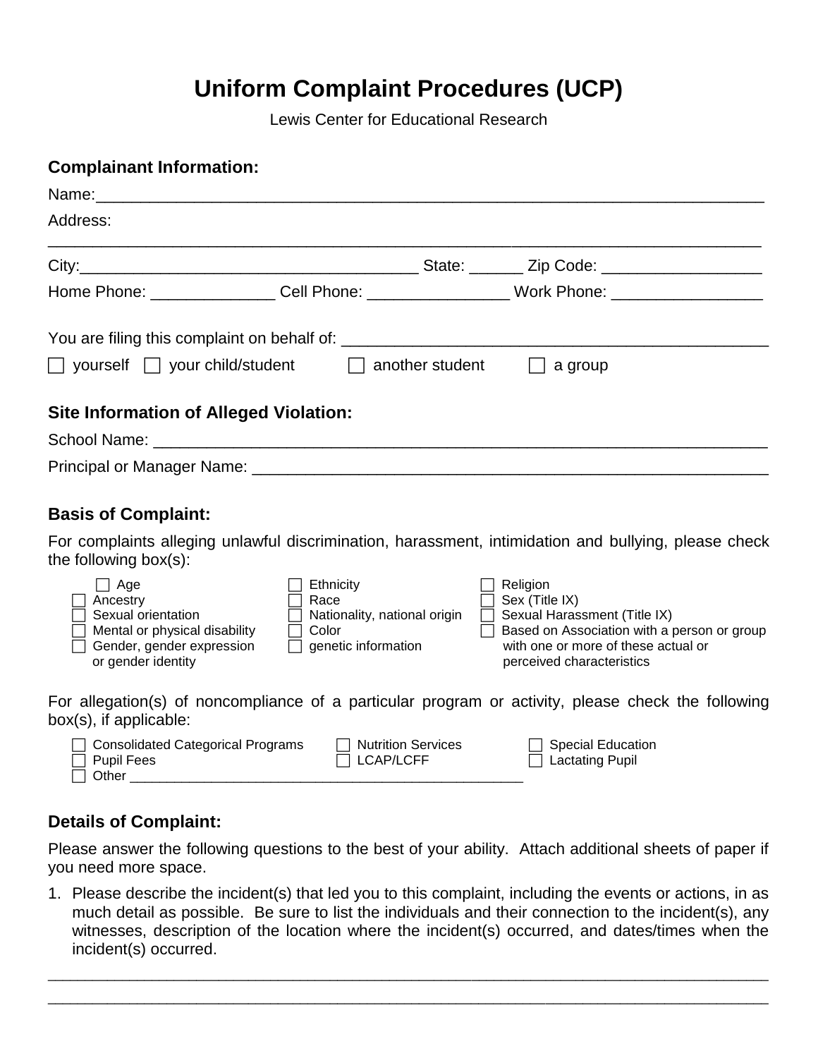# Uniform Complaint Procedures (UCP)

Lewis Center for Educational Research

### Complainant Information:

Name:_______________________________________________________________________________

Address:

_______________________________________________________________________________

City:_______________________________________ State: ______ Zip Code: __________________

Home Phone: ______________ Cell Phone: ________________ Work Phone: _________________

You are filing this complaint on behalf of: _______________________________________________

☐ yourself ☐ your child/student ☐ another student ☐ a group

### Site Information of Alleged Violation:

School Name: _____________________________________________________________________

Principal or Manager Name: _________________________________________________________

### Basis of Complaint:

For complaints alleging unlawful discrimination, harassment, intimidation and bullying, please check the following box(s):

- ☐ Age
- ☐ Ancestry
- ☐ Sexual orientation
- ☐ Mental or physical disability
- ☐ Gender, gender expression or gender identity
- ☐ Ethnicity
- ☐ Race
- ☐ Nationality, national origin
- ☐ Color
- ☐ genetic information
- ☐ Religion
- ☐ Sex (Title IX)
- ☐ Sexual Harassment (Title IX)
- ☐ Based on Association with a person or group with one or more of these actual or perceived characteristics

For allegation(s) of noncompliance of a particular program or activity, please check the following box(s), if applicable:

- ☐ Consolidated Categorical Programs
- ☐ Pupil Fees
- ☐ Other ____________________________________________________
- ☐ Nutrition Services
- ☐ LCAP/LCFF
- ☐ Special Education
- ☐ Lactating Pupil

### Details of Complaint:

Please answer the following questions to the best of your ability. Attach additional sheets of paper if you need more space.

1. Please describe the incident(s) that led you to this complaint, including the events or actions, in as much detail as possible. Be sure to list the individuals and their connection to the incident(s), any witnesses, description of the location where the incident(s) occurred, and dates/times when the incident(s) occurred.

_______________________________________________________________________________

_______________________________________________________________________________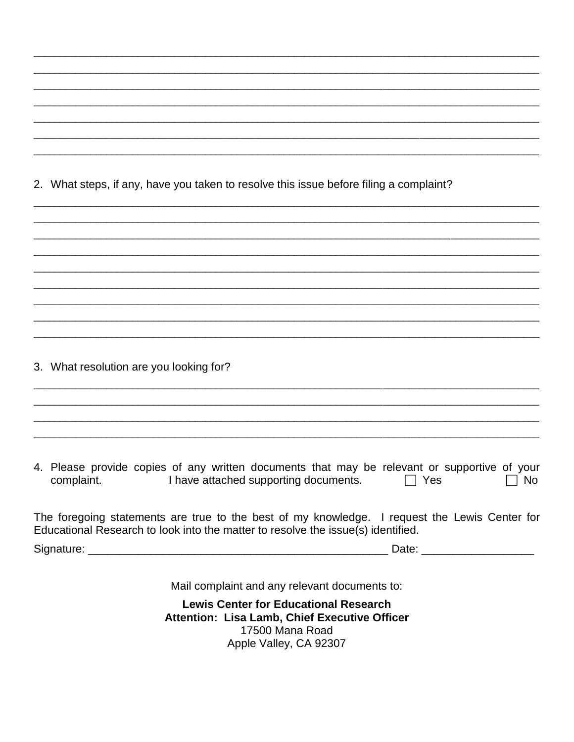\_\_\_\_\_\_\_\_\_\_\_\_\_\_\_\_\_\_\_\_\_\_\_\_\_\_\_\_\_\_\_\_\_\_\_\_\_\_\_\_\_\_\_\_\_\_\_\_\_\_\_\_\_\_\_\_\_\_\_\_\_\_\_\_\_\_\_\_\_\_\_\_\_\_\_\_

\_\_\_\_\_\_\_\_\_\_\_\_\_\_\_\_\_\_\_\_\_\_\_\_\_\_\_\_\_\_\_\_\_\_\_\_\_\_\_\_\_\_\_\_\_\_\_\_\_\_\_\_\_\_\_\_\_\_\_\_\_\_\_\_\_\_\_\_\_\_\_\_\_\_\_\_

\_\_\_\_\_\_\_\_\_\_\_\_\_\_\_\_\_\_\_\_\_\_\_\_\_\_\_\_\_\_\_\_\_\_\_\_\_\_\_\_\_\_\_\_\_\_\_\_\_\_\_\_\_\_\_\_\_\_\_\_\_\_\_\_\_\_\_\_\_\_\_\_\_\_\_\_

\_\_\_\_\_\_\_\_\_\_\_\_\_\_\_\_\_\_\_\_\_\_\_\_\_\_\_\_\_\_\_\_\_\_\_\_\_\_\_\_\_\_\_\_\_\_\_\_\_\_\_\_\_\_\_\_\_\_\_\_\_\_\_\_\_\_\_\_\_\_\_\_\_\_\_\_

\_\_\_\_\_\_\_\_\_\_\_\_\_\_\_\_\_\_\_\_\_\_\_\_\_\_\_\_\_\_\_\_\_\_\_\_\_\_\_\_\_\_\_\_\_\_\_\_\_\_\_\_\_\_\_\_\_\_\_\_\_\_\_\_\_\_\_\_\_\_\_\_\_\_\_\_

\_\_\_\_\_\_\_\_\_\_\_\_\_\_\_\_\_\_\_\_\_\_\_\_\_\_\_\_\_\_\_\_\_\_\_\_\_\_\_\_\_\_\_\_\_\_\_\_\_\_\_\_\_\_\_\_\_\_\_\_\_\_\_\_\_\_\_\_\_\_\_\_\_\_\_\_

\_\_\_\_\_\_\_\_\_\_\_\_\_\_\_\_\_\_\_\_\_\_\_\_\_\_\_\_\_\_\_\_\_\_\_\_\_\_\_\_\_\_\_\_\_\_\_\_\_\_\_\_\_\_\_\_\_\_\_\_\_\_\_\_\_\_\_\_\_\_\_\_\_\_\_\_

2. What steps, if any, have you taken to resolve this issue before filing a complaint?

\_\_\_\_\_\_\_\_\_\_\_\_\_\_\_\_\_\_\_\_\_\_\_\_\_\_\_\_\_\_\_\_\_\_\_\_\_\_\_\_\_\_\_\_\_\_\_\_\_\_\_\_\_\_\_\_\_\_\_\_\_\_\_\_\_\_\_\_\_\_\_\_\_\_\_\_

\_\_\_\_\_\_\_\_\_\_\_\_\_\_\_\_\_\_\_\_\_\_\_\_\_\_\_\_\_\_\_\_\_\_\_\_\_\_\_\_\_\_\_\_\_\_\_\_\_\_\_\_\_\_\_\_\_\_\_\_\_\_\_\_\_\_\_\_\_\_\_\_\_\_\_\_

\_\_\_\_\_\_\_\_\_\_\_\_\_\_\_\_\_\_\_\_\_\_\_\_\_\_\_\_\_\_\_\_\_\_\_\_\_\_\_\_\_\_\_\_\_\_\_\_\_\_\_\_\_\_\_\_\_\_\_\_\_\_\_\_\_\_\_\_\_\_\_\_\_\_\_\_

\_\_\_\_\_\_\_\_\_\_\_\_\_\_\_\_\_\_\_\_\_\_\_\_\_\_\_\_\_\_\_\_\_\_\_\_\_\_\_\_\_\_\_\_\_\_\_\_\_\_\_\_\_\_\_\_\_\_\_\_\_\_\_\_\_\_\_\_\_\_\_\_\_\_\_\_

\_\_\_\_\_\_\_\_\_\_\_\_\_\_\_\_\_\_\_\_\_\_\_\_\_\_\_\_\_\_\_\_\_\_\_\_\_\_\_\_\_\_\_\_\_\_\_\_\_\_\_\_\_\_\_\_\_\_\_\_\_\_\_\_\_\_\_\_\_\_\_\_\_\_\_\_

\_\_\_\_\_\_\_\_\_\_\_\_\_\_\_\_\_\_\_\_\_\_\_\_\_\_\_\_\_\_\_\_\_\_\_\_\_\_\_\_\_\_\_\_\_\_\_\_\_\_\_\_\_\_\_\_\_\_\_\_\_\_\_\_\_\_\_\_\_\_\_\_\_\_\_\_

\_\_\_\_\_\_\_\_\_\_\_\_\_\_\_\_\_\_\_\_\_\_\_\_\_\_\_\_\_\_\_\_\_\_\_\_\_\_\_\_\_\_\_\_\_\_\_\_\_\_\_\_\_\_\_\_\_\_\_\_\_\_\_\_\_\_\_\_\_\_\_\_\_\_\_\_

\_\_\_\_\_\_\_\_\_\_\_\_\_\_\_\_\_\_\_\_\_\_\_\_\_\_\_\_\_\_\_\_\_\_\_\_\_\_\_\_\_\_\_\_\_\_\_\_\_\_\_\_\_\_\_\_\_\_\_\_\_\_\_\_\_\_\_\_\_\_\_\_\_\_\_\_

\_\_\_\_\_\_\_\_\_\_\_\_\_\_\_\_\_\_\_\_\_\_\_\_\_\_\_\_\_\_\_\_\_\_\_\_\_\_\_\_\_\_\_\_\_\_\_\_\_\_\_\_\_\_\_\_\_\_\_\_\_\_\_\_\_\_\_\_\_\_\_\_\_\_\_\_

3. What resolution are you looking for?

\_\_\_\_\_\_\_\_\_\_\_\_\_\_\_\_\_\_\_\_\_\_\_\_\_\_\_\_\_\_\_\_\_\_\_\_\_\_\_\_\_\_\_\_\_\_\_\_\_\_\_\_\_\_\_\_\_\_\_\_\_\_\_\_\_\_\_\_\_\_\_\_\_\_\_\_

\_\_\_\_\_\_\_\_\_\_\_\_\_\_\_\_\_\_\_\_\_\_\_\_\_\_\_\_\_\_\_\_\_\_\_\_\_\_\_\_\_\_\_\_\_\_\_\_\_\_\_\_\_\_\_\_\_\_\_\_\_\_\_\_\_\_\_\_\_\_\_\_\_\_\_\_

\_\_\_\_\_\_\_\_\_\_\_\_\_\_\_\_\_\_\_\_\_\_\_\_\_\_\_\_\_\_\_\_\_\_\_\_\_\_\_\_\_\_\_\_\_\_\_\_\_\_\_\_\_\_\_\_\_\_\_\_\_\_\_\_\_\_\_\_\_\_\_\_\_\_\_\_

\_\_\_\_\_\_\_\_\_\_\_\_\_\_\_\_\_\_\_\_\_\_\_\_\_\_\_\_\_\_\_\_\_\_\_\_\_\_\_\_\_\_\_\_\_\_\_\_\_\_\_\_\_\_\_\_\_\_\_\_\_\_\_\_\_\_\_\_\_\_\_\_\_\_\_\_

4. Please provide copies of any written documents that may be relevant or supportive of your complaint. I have attached supporting documents. ☐ Yes ☐ No

The foregoing statements are true to the best of my knowledge. I request the Lewis Center for Educational Research to look into the matter to resolve the issue(s) identified.

Signature: \_\_\_\_\_\_\_\_\_\_\_\_\_\_\_\_\_\_\_\_\_\_\_\_\_\_\_\_\_\_\_\_\_\_\_\_\_\_\_\_\_\_\_\_\_\_\_\_ Date: \_\_\_\_\_\_\_\_\_\_\_\_\_\_\_\_\_\_

Mail complaint and any relevant documents to:

**Lewis Center for Educational Research**
**Attention: Lisa Lamb, Chief Executive Officer**
17500 Mana Road
Apple Valley, CA 92307